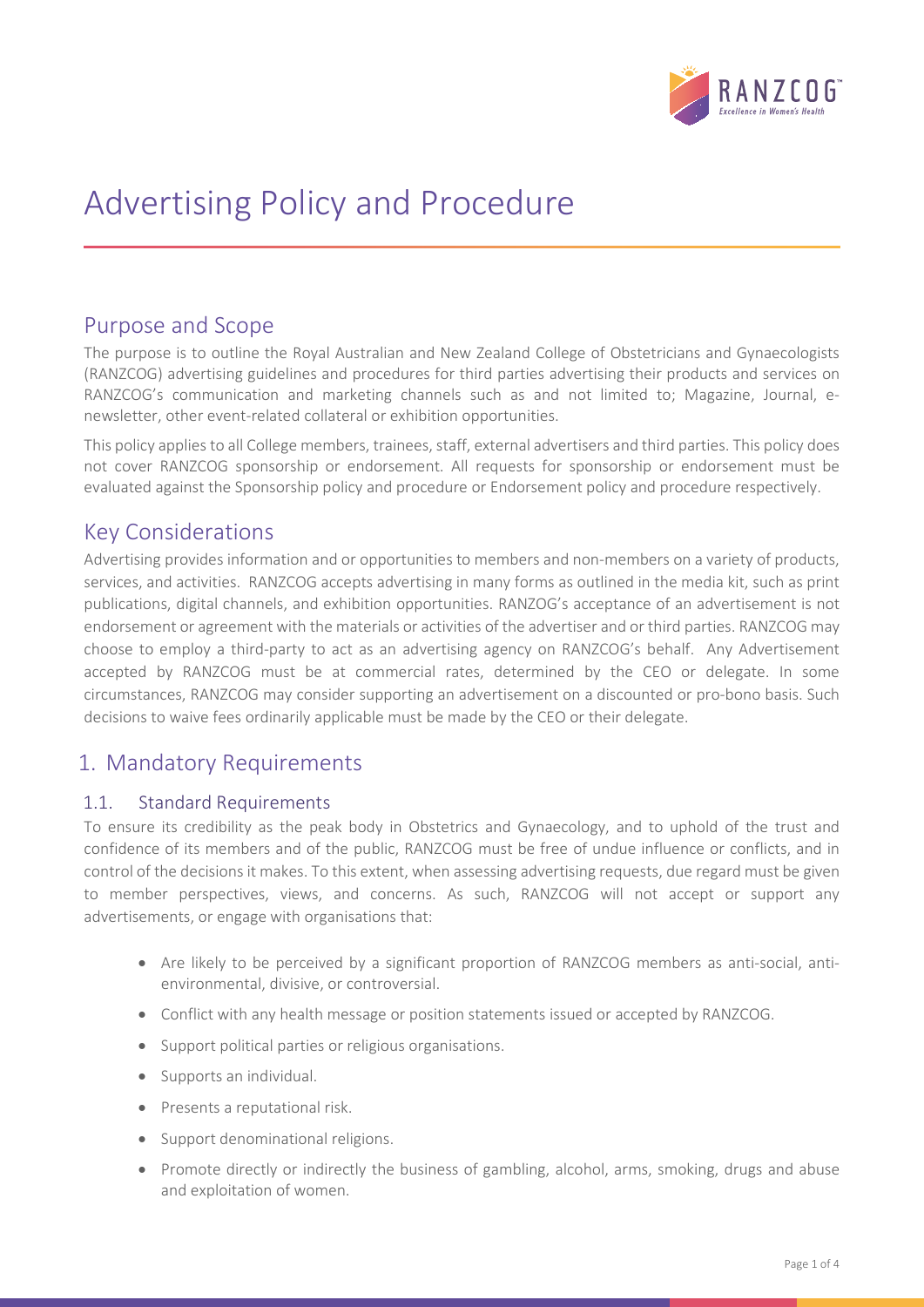# Advertising Policy and Procedure

## Purpose and Scope

The purpose is to outline the Royal Australian and New Zealand College of Obstetricians and Gynaecologists (RANZCOG) advertising guidelines and procedures for third parties advertising their products and services on RANZCOG's communication and marketing channels such as and not limited to; Magazine, Journal, e-newsletter, other event-related collateral or exhibition opportunities.

This policy applies to all College members, trainees, staff, external advertisers and third parties. This policy does not cover RANZCOG sponsorship or endorsement. All requests for sponsorship or endorsement must be evaluated against the Sponsorship policy and procedure or Endorsement policy and procedure respectively.

## Key Considerations

Advertising provides information and or opportunities to members and non-members on a variety of products, services, and activities. RANZCOG accepts advertising in many forms as outlined in the media kit, such as print publications, digital channels, and exhibition opportunities. RANZOG's acceptance of an advertisement is not endorsement or agreement with the materials or activities of the advertiser and or third parties. RANZCOG may choose to employ a third-party to act as an advertising agency on RANZCOG's behalf. Any Advertisement accepted by RANZCOG must be at commercial rates, determined by the CEO or delegate. In some circumstances, RANZCOG may consider supporting an advertisement on a discounted or pro-bono basis. Such decisions to waive fees ordinarily applicable must be made by the CEO or their delegate.

## 1. Mandatory Requirements

### 1.1. Standard Requirements

To ensure its credibility as the peak body in Obstetrics and Gynaecology, and to uphold of the trust and confidence of its members and of the public, RANZCOG must be free of undue influence or conflicts, and in control of the decisions it makes. To this extent, when assessing advertising requests, due regard must be given to member perspectives, views, and concerns. As such, RANZCOG will not accept or support any advertisements, or engage with organisations that:

- Are likely to be perceived by a significant proportion of RANZCOG members as anti-social, anti-environmental, divisive, or controversial.
- Conflict with any health message or position statements issued or accepted by RANZCOG.
- Support political parties or religious organisations.
- Supports an individual.
- Presents a reputational risk.
- Support denominational religions.
- Promote directly or indirectly the business of gambling, alcohol, arms, smoking, drugs and abuse and exploitation of women.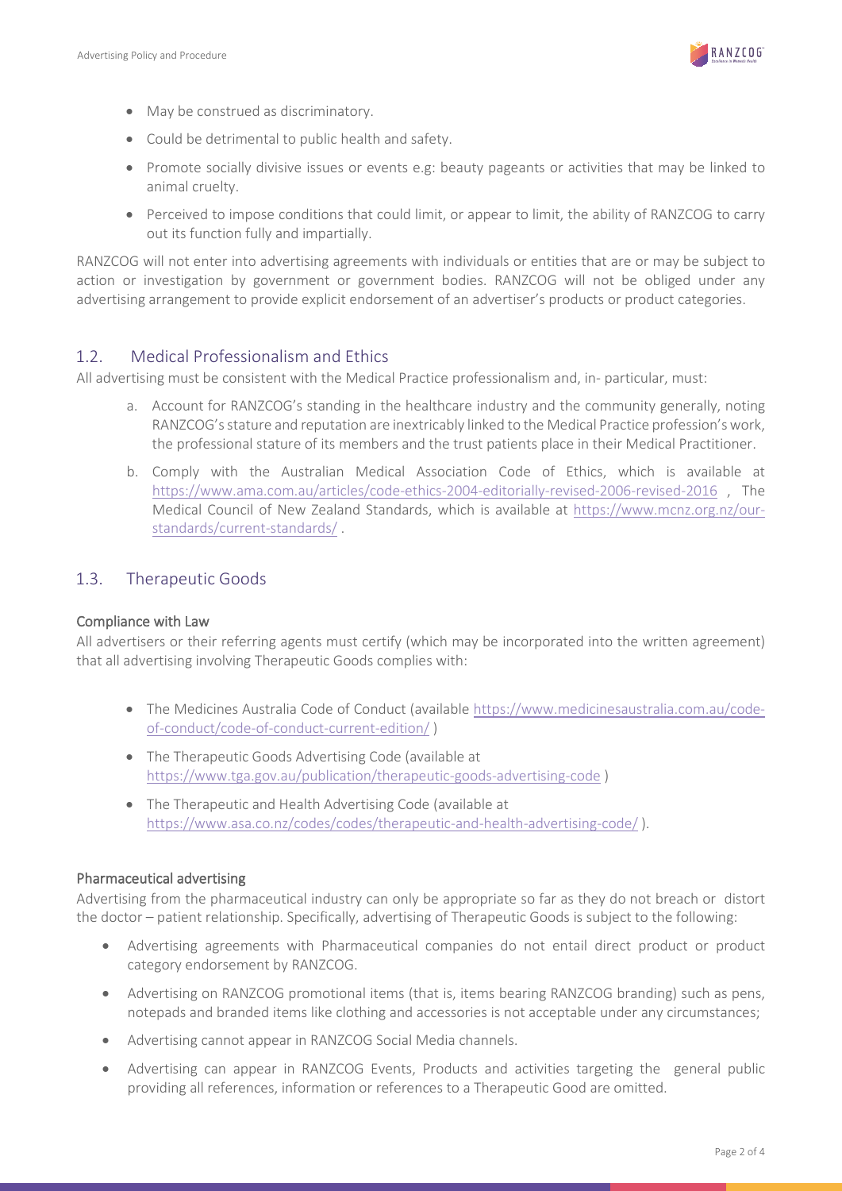- May be construed as discriminatory.
- Could be detrimental to public health and safety.
- Promote socially divisive issues or events e.g: beauty pageants or activities that may be linked to animal cruelty.
- Perceived to impose conditions that could limit, or appear to limit, the ability of RANZCOG to carry out its function fully and impartially.

RANZCOG will not enter into advertising agreements with individuals or entities that are or may be subject to action or investigation by government or government bodies. RANZCOG will not be obliged under any advertising arrangement to provide explicit endorsement of an advertiser's products or product categories.

## 1.2. Medical Professionalism and Ethics

All advertising must be consistent with the Medical Practice professionalism and, in- particular, must:

a. Account for RANZCOG's standing in the healthcare industry and the community generally, noting RANZCOG's stature and reputation are inextricably linked to the Medical Practice profession's work, the professional stature of its members and the trust patients place in their Medical Practitioner.

b. Comply with the Australian Medical Association Code of Ethics, which is available at https://www.ama.com.au/articles/code-ethics-2004-editorially-revised-2006-revised-2016 , The Medical Council of New Zealand Standards, which is available at https://www.mcnz.org.nz/our-standards/current-standards/ .

## 1.3. Therapeutic Goods

### Compliance with Law

All advertisers or their referring agents must certify (which may be incorporated into the written agreement) that all advertising involving Therapeutic Goods complies with:

- The Medicines Australia Code of Conduct (available https://www.medicinesaustralia.com.au/code-of-conduct/code-of-conduct-current-edition/ )
- The Therapeutic Goods Advertising Code (available at https://www.tga.gov.au/publication/therapeutic-goods-advertising-code )
- The Therapeutic and Health Advertising Code (available at https://www.asa.co.nz/codes/codes/therapeutic-and-health-advertising-code/ ).

### Pharmaceutical advertising

Advertising from the pharmaceutical industry can only be appropriate so far as they do not breach or distort the doctor – patient relationship. Specifically, advertising of Therapeutic Goods is subject to the following:

- Advertising agreements with Pharmaceutical companies do not entail direct product or product category endorsement by RANZCOG.
- Advertising on RANZCOG promotional items (that is, items bearing RANZCOG branding) such as pens, notepads and branded items like clothing and accessories is not acceptable under any circumstances;
- Advertising cannot appear in RANZCOG Social Media channels.
- Advertising can appear in RANZCOG Events, Products and activities targeting the general public providing all references, information or references to a Therapeutic Good are omitted.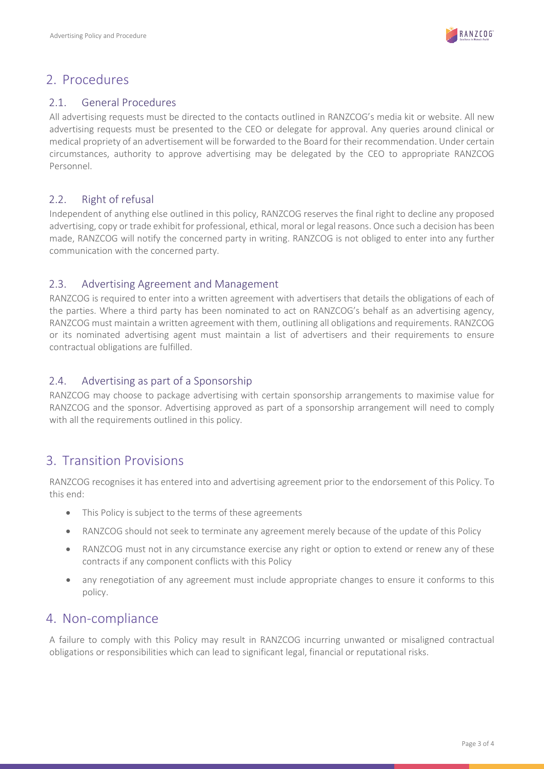## 2. Procedures

### 2.1. General Procedures

All advertising requests must be directed to the contacts outlined in RANZCOG's media kit or website. All new advertising requests must be presented to the CEO or delegate for approval. Any queries around clinical or medical propriety of an advertisement will be forwarded to the Board for their recommendation. Under certain circumstances, authority to approve advertising may be delegated by the CEO to appropriate RANZCOG Personnel.

### 2.2. Right of refusal

Independent of anything else outlined in this policy, RANZCOG reserves the final right to decline any proposed advertising, copy or trade exhibit for professional, ethical, moral or legal reasons. Once such a decision has been made, RANZCOG will notify the concerned party in writing. RANZCOG is not obliged to enter into any further communication with the concerned party.

### 2.3. Advertising Agreement and Management

RANZCOG is required to enter into a written agreement with advertisers that details the obligations of each of the parties. Where a third party has been nominated to act on RANZCOG's behalf as an advertising agency, RANZCOG must maintain a written agreement with them, outlining all obligations and requirements. RANZCOG or its nominated advertising agent must maintain a list of advertisers and their requirements to ensure contractual obligations are fulfilled.

### 2.4. Advertising as part of a Sponsorship

RANZCOG may choose to package advertising with certain sponsorship arrangements to maximise value for RANZCOG and the sponsor. Advertising approved as part of a sponsorship arrangement will need to comply with all the requirements outlined in this policy.

## 3. Transition Provisions

RANZCOG recognises it has entered into and advertising agreement prior to the endorsement of this Policy. To this end:

- This Policy is subject to the terms of these agreements
- RANZCOG should not seek to terminate any agreement merely because of the update of this Policy
- RANZCOG must not in any circumstance exercise any right or option to extend or renew any of these contracts if any component conflicts with this Policy
- any renegotiation of any agreement must include appropriate changes to ensure it conforms to this policy.

## 4. Non-compliance

A failure to comply with this Policy may result in RANZCOG incurring unwanted or misaligned contractual obligations or responsibilities which can lead to significant legal, financial or reputational risks.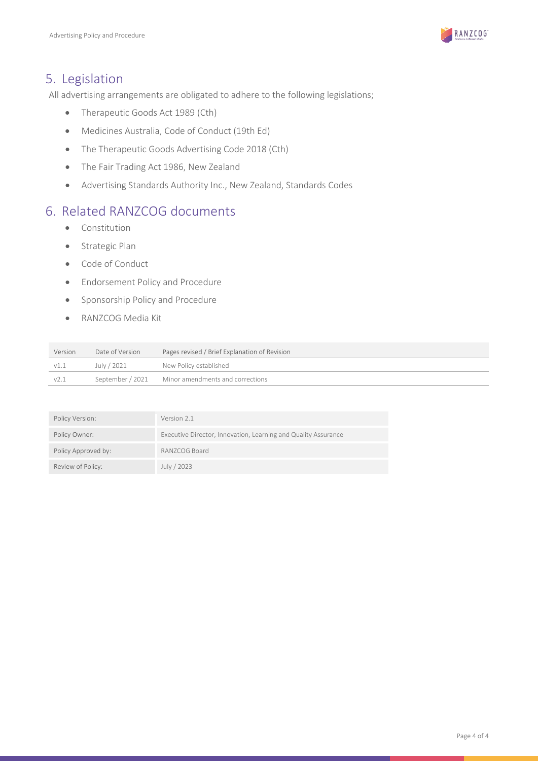## 5. Legislation

All advertising arrangements are obligated to adhere to the following legislations;

- Therapeutic Goods Act 1989 (Cth)
- Medicines Australia, Code of Conduct (19th Ed)
- The Therapeutic Goods Advertising Code 2018 (Cth)
- The Fair Trading Act 1986, New Zealand
- Advertising Standards Authority Inc., New Zealand, Standards Codes

## 6. Related RANZCOG documents

- Constitution
- Strategic Plan
- Code of Conduct
- Endorsement Policy and Procedure
- Sponsorship Policy and Procedure
- RANZCOG Media Kit

| Version | Date of Version | Pages revised / Brief Explanation of Revision |
|---|---|---|
| v1.1 | July / 2021 | New Policy established |
| v2.1 | September / 2021 | Minor amendments and corrections |

| | |
|---|---|
| Policy Version: | Version 2.1 |
| Policy Owner: | Executive Director, Innovation, Learning and Quality Assurance |
| Policy Approved by: | RANZCOG Board |
| Review of Policy: | July / 2023 |